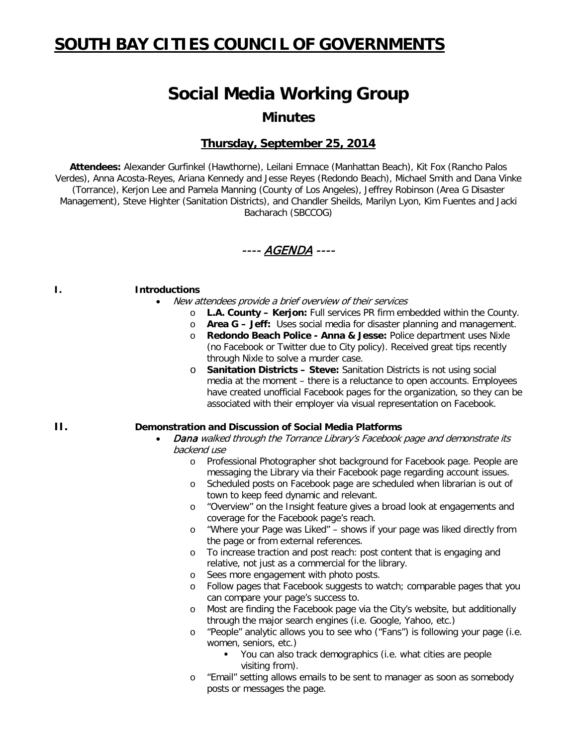# SOUTH BAY CITIES COUNCIL OF GOVERNMENTS

## Social Media Working Group

### Minutes

### Thursday, September 25, 2014

**Attendees:** Alexander Gurfinkel (Hawthorne), Leilani Emnace (Manhattan Beach), Kit Fox (Rancho Palos Verdes), Anna Acosta-Reyes, Ariana Kennedy and Jesse Reyes (Redondo Beach), Michael Smith and Dana Vinke (Torrance), Kerjon Lee and Pamela Manning (County of Los Angeles), Jeffrey Robinson (Area G Disaster Management), Steve Highter (Sanitation Districts), and Chandler Sheilds, Marilyn Lyon, Kim Fuentes and Jacki Bacharach (SBCCOG)

---- *AGENDA* ----

**I. Introductions**

- *New attendees provide a brief overview of their services*
  - **L.A. County – Kerjon:** Full services PR firm embedded within the County.
  - **Area G – Jeff:** Uses social media for disaster planning and management.
  - **Redondo Beach Police - Anna & Jesse:** Police department uses Nixle (no Facebook or Twitter due to City policy). Received great tips recently through Nixle to solve a murder case.
  - **Sanitation Districts – Steve:** Sanitation Districts is not using social media at the moment – there is a reluctance to open accounts. Employees have created unofficial Facebook pages for the organization, so they can be associated with their employer via visual representation on Facebook.

**II. Demonstration and Discussion of Social Media Platforms**

- *Dana walked through the Torrance Library's Facebook page and demonstrate its backend use*
  - Professional Photographer shot background for Facebook page. People are messaging the Library via their Facebook page regarding account issues.
  - Scheduled posts on Facebook page are scheduled when librarian is out of town to keep feed dynamic and relevant.
  - "Overview" on the Insight feature gives a broad look at engagements and coverage for the Facebook page's reach.
  - "Where your Page was Liked" – shows if your page was liked directly from the page or from external references.
  - To increase traction and post reach: post content that is engaging and relative, not just as a commercial for the library.
  - Sees more engagement with photo posts.
  - Follow pages that Facebook suggests to watch; comparable pages that you can compare your page's success to.
  - Most are finding the Facebook page via the City's website, but additionally through the major search engines (i.e. Google, Yahoo, etc.)
  - "People" analytic allows you to see who ("Fans") is following your page (i.e. women, seniors, etc.)
    - You can also track demographics (i.e. what cities are people visiting from).
  - "Email" setting allows emails to be sent to manager as soon as somebody posts or messages the page.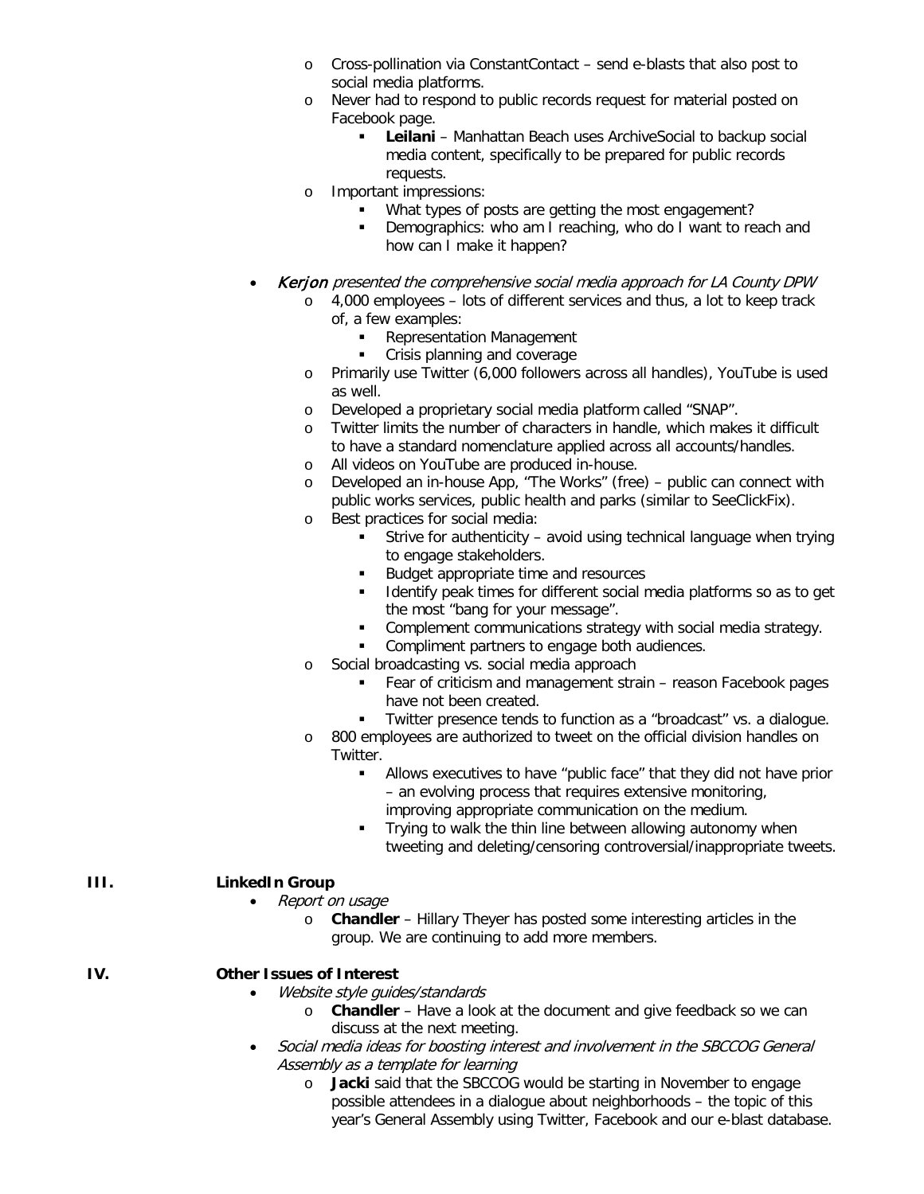- Cross-pollination via ConstantContact – send e-blasts that also post to social media platforms.
  - Never had to respond to public records request for material posted on Facebook page.
    - **Leilani** – Manhattan Beach uses ArchiveSocial to backup social media content, specifically to be prepared for public records requests.
  - Important impressions:
    - What types of posts are getting the most engagement?
    - Demographics: who am I reaching, who do I want to reach and how can I make it happen?

- *Kerjon presented the comprehensive social media approach for LA County DPW*
  - 4,000 employees – lots of different services and thus, a lot to keep track of, a few examples:
    - Representation Management
    - Crisis planning and coverage
  - Primarily use Twitter (6,000 followers across all handles), YouTube is used as well.
  - Developed a proprietary social media platform called "SNAP".
  - Twitter limits the number of characters in handle, which makes it difficult to have a standard nomenclature applied across all accounts/handles.
  - All videos on YouTube are produced in-house.
  - Developed an in-house App, "The Works" (free) – public can connect with public works services, public health and parks (similar to SeeClickFix).
  - Best practices for social media:
    - Strive for authenticity – avoid using technical language when trying to engage stakeholders.
    - Budget appropriate time and resources
    - Identify peak times for different social media platforms so as to get the most "bang for your message".
    - Complement communications strategy with social media strategy.
    - Compliment partners to engage both audiences.
  - Social broadcasting vs. social media approach
    - Fear of criticism and management strain – reason Facebook pages have not been created.
    - Twitter presence tends to function as a "broadcast" vs. a dialogue.
  - 800 employees are authorized to tweet on the official division handles on Twitter.
    - Allows executives to have "public face" that they did not have prior – an evolving process that requires extensive monitoring, improving appropriate communication on the medium.
    - Trying to walk the thin line between allowing autonomy when tweeting and deleting/censoring controversial/inappropriate tweets.

## III. LinkedIn Group

- *Report on usage*
  - **Chandler** – Hillary Theyer has posted some interesting articles in the group. We are continuing to add more members.

## IV. Other Issues of Interest

- *Website style guides/standards*
  - **Chandler** – Have a look at the document and give feedback so we can discuss at the next meeting.
- *Social media ideas for boosting interest and involvement in the SBCCOG General Assembly as a template for learning*
  - **Jacki** said that the SBCCOG would be starting in November to engage possible attendees in a dialogue about neighborhoods – the topic of this year's General Assembly using Twitter, Facebook and our e-blast database.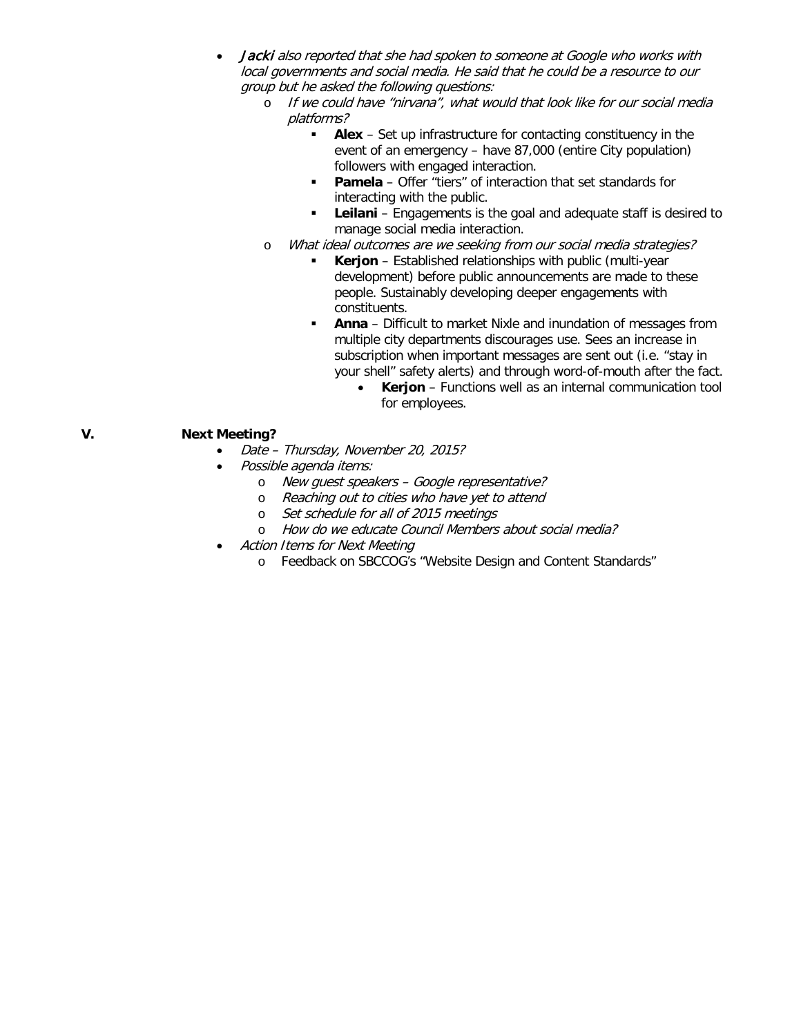- *Jacki also reported that she had spoken to someone at Google who works with local governments and social media. He said that he could be a resource to our group but he asked the following questions:*
    - *If we could have "nirvana", what would that look like for our social media platforms?*
        - **Alex** – Set up infrastructure for contacting constituency in the event of an emergency – have 87,000 (entire City population) followers with engaged interaction.
        - **Pamela** – Offer "tiers" of interaction that set standards for interacting with the public.
        - **Leilani** – Engagements is the goal and adequate staff is desired to manage social media interaction.
    - *What ideal outcomes are we seeking from our social media strategies?*
        - **Kerjon** – Established relationships with public (multi-year development) before public announcements are made to these people. Sustainably developing deeper engagements with constituents.
        - **Anna** – Difficult to market Nixle and inundation of messages from multiple city departments discourages use. Sees an increase in subscription when important messages are sent out (i.e. "stay in your shell" safety alerts) and through word-of-mouth after the fact.
            - **Kerjon** – Functions well as an internal communication tool for employees.

## V. Next Meeting?

- *Date – Thursday, November 20, 2015?*
- *Possible agenda items:*
    - *New guest speakers – Google representative?*
    - *Reaching out to cities who have yet to attend*
    - *Set schedule for all of 2015 meetings*
    - *How do we educate Council Members about social media?*
- *Action Items for Next Meeting*
    - Feedback on SBCCOG's "Website Design and Content Standards"